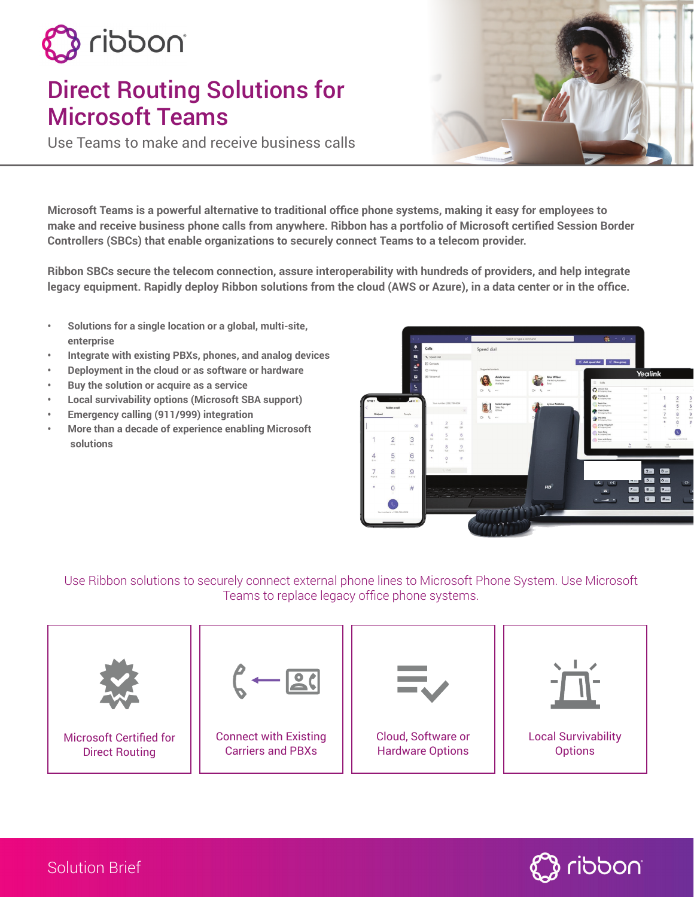# Direct Routing Solutions for Microsoft Teams

Use Teams to make and receive business calls

**Microsoft Teams is a powerful alternative to traditional office phone systems, making it easy for employees to make and receive business phone calls from anywhere. Ribbon has a portfolio of Microsoft certified Session Border Controllers (SBCs) that enable organizations to securely connect Teams to a telecom provider.**

**Ribbon SBCs secure the telecom connection, assure interoperability with hundreds of providers, and help integrate legacy equipment. Rapidly deploy Ribbon solutions from the cloud (AWS or Azure), in a data center or in the office.**

- **Solutions for a single location or a global, multi-site, enterprise**
- **Integrate with existing PBXs, phones, and analog devices**
- **Deployment in the cloud or as software or hardware**
- **Buy the solution or acquire as a service**
- **Local survivability options (Microsoft SBA support)**
- **Emergency calling (911/999) integration**
- **More than a decade of experience enabling Microsoft solutions**

Use Ribbon solutions to securely connect external phone lines to Microsoft Phone System. Use Microsoft Teams to replace legacy office phone systems.

| Microsoft Certified for Direct Routing | Connect with Existing Carriers and PBXs | Cloud, Software or Hardware Options | Local Survivability Options |
|---|---|---|---|

Solution Brief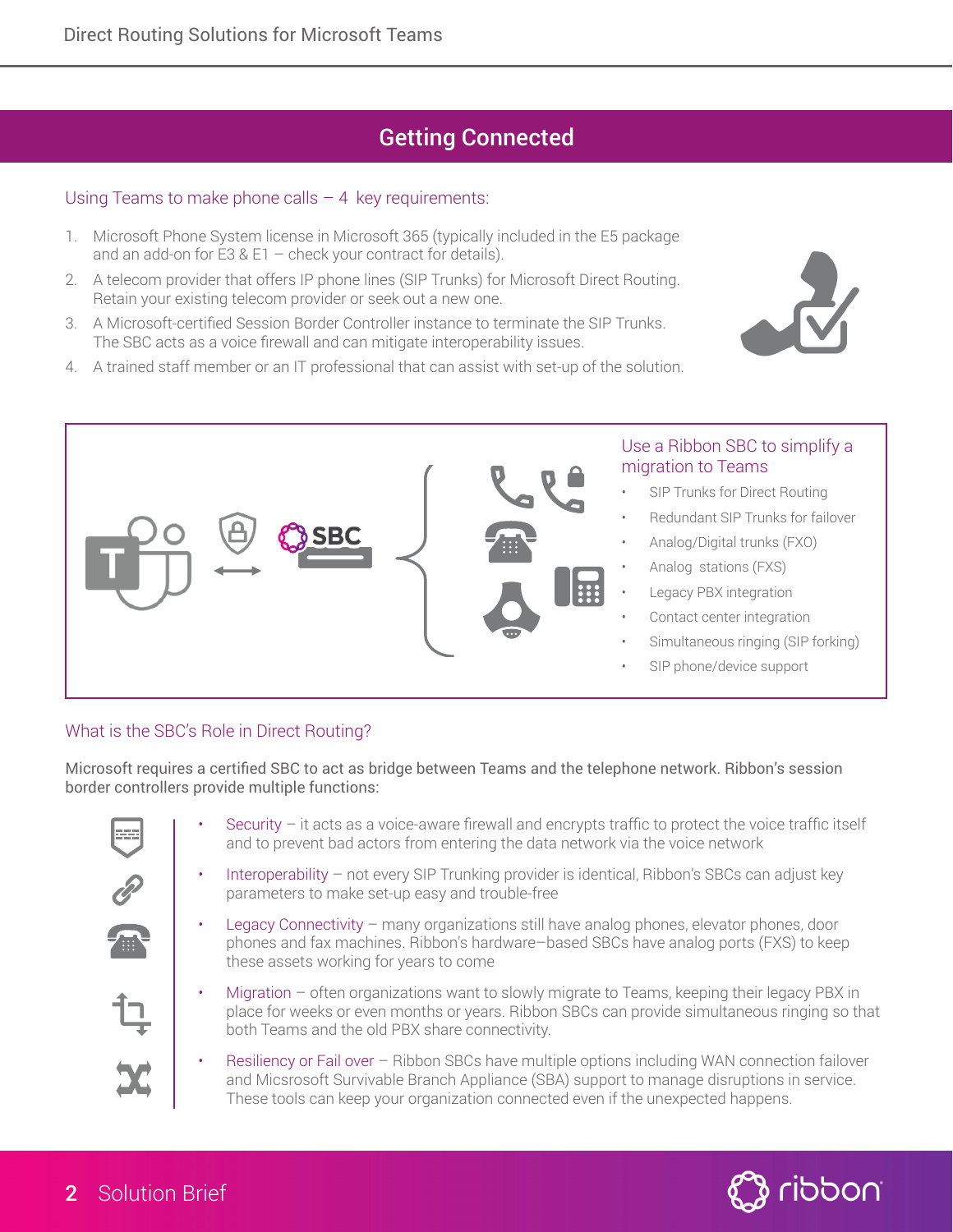## Getting Connected

### Using Teams to make phone calls – 4 key requirements:

1. Microsoft Phone System license in Microsoft 365 (typically included in the E5 package and an add-on for E3 & E1 – check your contract for details).
2. A telecom provider that offers IP phone lines (SIP Trunks) for Microsoft Direct Routing. Retain your existing telecom provider or seek out a new one.
3. A Microsoft-certified Session Border Controller instance to terminate the SIP Trunks. The SBC acts as a voice firewall and can mitigate interoperability issues.
4. A trained staff member or an IT professional that can assist with set-up of the solution.

SBC

### Use a Ribbon SBC to simplify a migration to Teams

- SIP Trunks for Direct Routing
- Redundant SIP Trunks for failover
- Analog/Digital trunks (FXO)
- Analog stations (FXS)
- Legacy PBX integration
- Contact center integration
- Simultaneous ringing (SIP forking)
- SIP phone/device support

### What is the SBC's Role in Direct Routing?

Microsoft requires a certified SBC to act as bridge between Teams and the telephone network. Ribbon's session border controllers provide multiple functions:

- Security – it acts as a voice-aware firewall and encrypts traffic to protect the voice traffic itself and to prevent bad actors from entering the data network via the voice network
- Interoperability – not every SIP Trunking provider is identical, Ribbon's SBCs can adjust key parameters to make set-up easy and trouble-free
- Legacy Connectivity – many organizations still have analog phones, elevator phones, door phones and fax machines. Ribbon's hardware–based SBCs have analog ports (FXS) to keep these assets working for years to come
- Migration – often organizations want to slowly migrate to Teams, keeping their legacy PBX in place for weeks or even months or years. Ribbon SBCs can provide simultaneous ringing so that both Teams and the old PBX share connectivity.
- Resiliency or Fail over – Ribbon SBCs have multiple options including WAN connection failover and Micsrosoft Survivable Branch Appliance (SBA) support to manage disruptions in service. These tools can keep your organization connected even if the unexpected happens.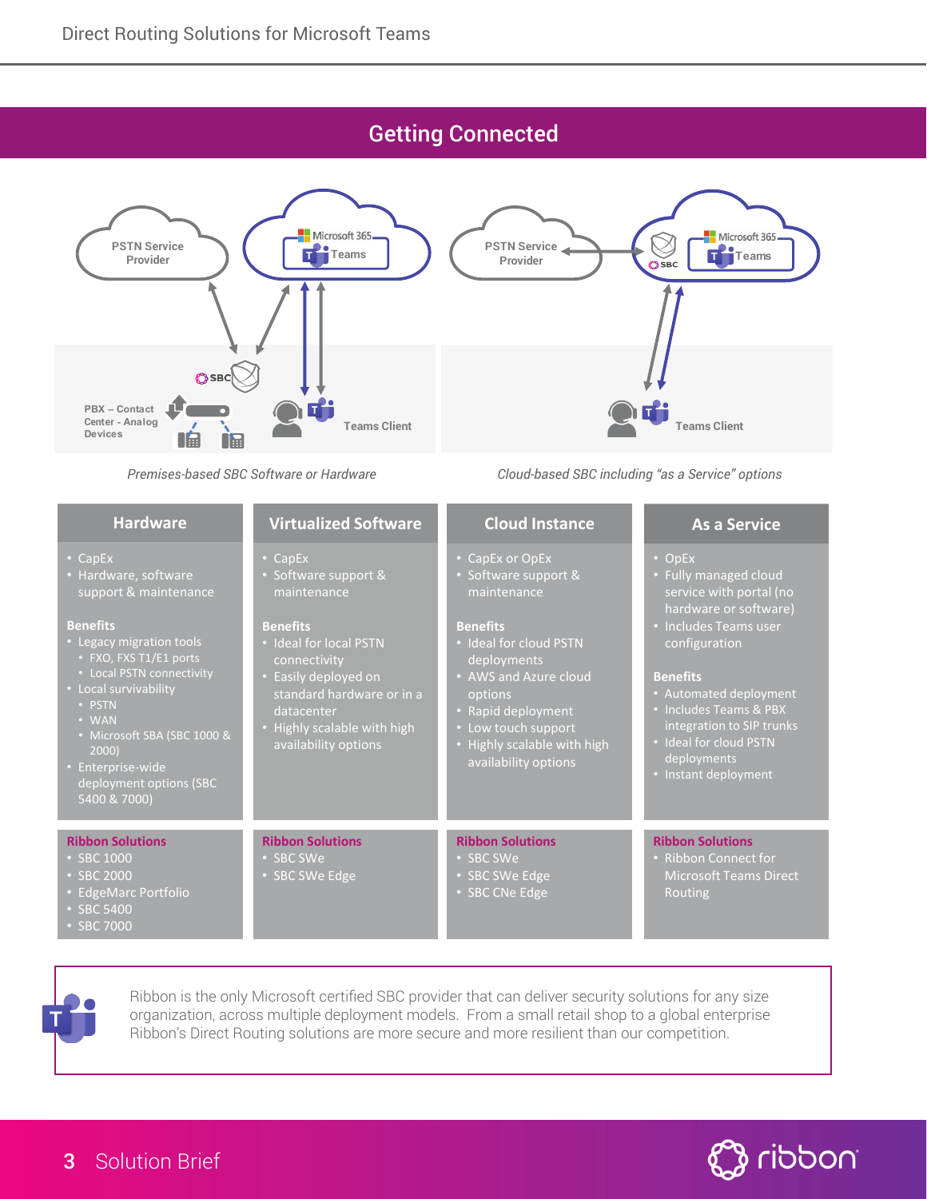## Getting Connected

PSTN Service Provider

Microsoft 365 Teams

SBC

PBX – Contact Center - Analog Devices

Teams Client

*Premises-based SBC Software or Hardware*

PSTN Service Provider

SBC

Microsoft 365 Teams

Teams Client

*Cloud-based SBC including "as a Service" options*

| Hardware | Virtualized Software | Cloud Instance | As a Service |
|---|---|---|---|
| • CapEx<br>• Hardware, software support & maintenance<br><br>**Benefits**<br>• Legacy migration tools<br>  • FXO, FXS T1/E1 ports<br>  • Local PSTN connectivity<br>• Local survivability<br>  • PSTN<br>  • WAN<br>  • Microsoft SBA (SBC 1000 & 2000)<br>• Enterprise-wide deployment options (SBC 5400 & 7000) | • CapEx<br>• Software support & maintenance<br><br>**Benefits**<br>• Ideal for local PSTN connectivity<br>• Easily deployed on standard hardware or in a datacenter<br>• Highly scalable with high availability options | • CapEx or OpEx<br>• Software support & maintenance<br><br>**Benefits**<br>• Ideal for cloud PSTN deployments<br>• AWS and Azure cloud options<br>• Rapid deployment<br>• Low touch support<br>• Highly scalable with high availability options | • OpEx<br>• Fully managed cloud service with portal (no hardware or software)<br>• Includes Teams user configuration<br><br>**Benefits**<br>• Automated deployment<br>• Includes Teams & PBX integration to SIP trunks<br>• Ideal for cloud PSTN deployments<br>• Instant deployment |
| **Ribbon Solutions**<br>• SBC 1000<br>• SBC 2000<br>• EdgeMarc Portfolio<br>• SBC 5400<br>• SBC 7000 | **Ribbon Solutions**<br>• SBC SWe<br>• SBC SWe Edge | **Ribbon Solutions**<br>• SBC SWe<br>• SBC SWe Edge<br>• SBC CNe Edge | **Ribbon Solutions**<br>• Ribbon Connect for Microsoft Teams Direct Routing |

Ribbon is the only Microsoft certified SBC provider that can deliver security solutions for any size organization, across multiple deployment models. From a small retail shop to a global enterprise Ribbon's Direct Routing solutions are more secure and more resilient than our competition.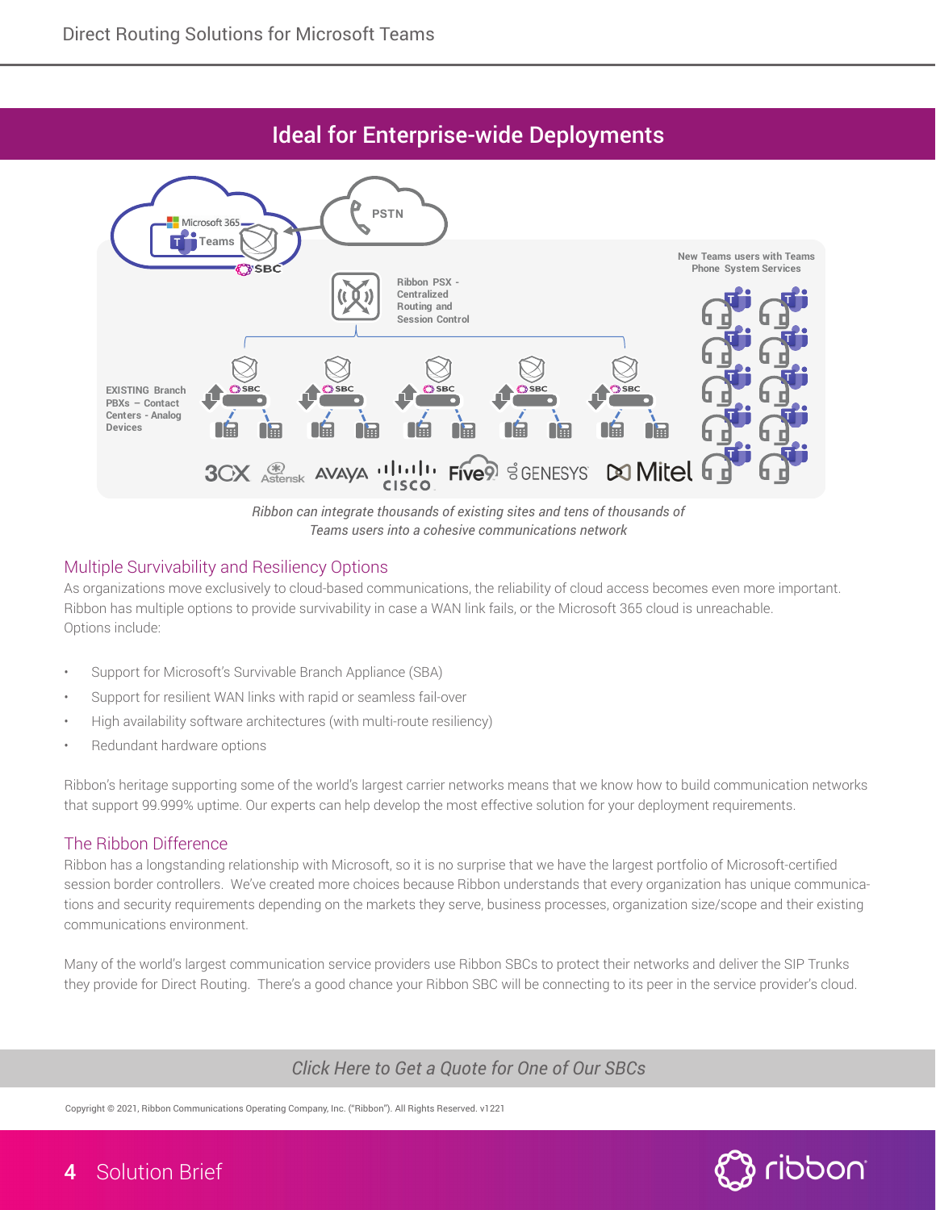## Ideal for Enterprise-wide Deployments

Microsoft 365
Teams
SBC
PSTN
Ribbon PSX - Centralized Routing and Session Control
New Teams users with Teams Phone System Services
EXISTING Branch PBXs – Contact Centers - Analog Devices
SBC
SBC
SBC
SBC
SBC
3CX
Asterisk
AVAYA
CISCO
Five9
GENESYS
Mitel

*Ribbon can integrate thousands of existing sites and tens of thousands of Teams users into a cohesive communications network*

### Multiple Survivability and Resiliency Options

As organizations move exclusively to cloud-based communications, the reliability of cloud access becomes even more important. Ribbon has multiple options to provide survivability in case a WAN link fails, or the Microsoft 365 cloud is unreachable. Options include:

- Support for Microsoft's Survivable Branch Appliance (SBA)
- Support for resilient WAN links with rapid or seamless fail-over
- High availability software architectures (with multi-route resiliency)
- Redundant hardware options

Ribbon's heritage supporting some of the world's largest carrier networks means that we know how to build communication networks that support 99.999% uptime. Our experts can help develop the most effective solution for your deployment requirements.

### The Ribbon Difference

Ribbon has a longstanding relationship with Microsoft, so it is no surprise that we have the largest portfolio of Microsoft-certified session border controllers. We've created more choices because Ribbon understands that every organization has unique communications and security requirements depending on the markets they serve, business processes, organization size/scope and their existing communications environment.

Many of the world's largest communication service providers use Ribbon SBCs to protect their networks and deliver the SIP Trunks they provide for Direct Routing. There's a good chance your Ribbon SBC will be connecting to its peer in the service provider's cloud.

*Click Here to Get a Quote for One of Our SBCs*

Copyright © 2021, Ribbon Communications Operating Company, Inc. ("Ribbon"). All Rights Reserved. v1221